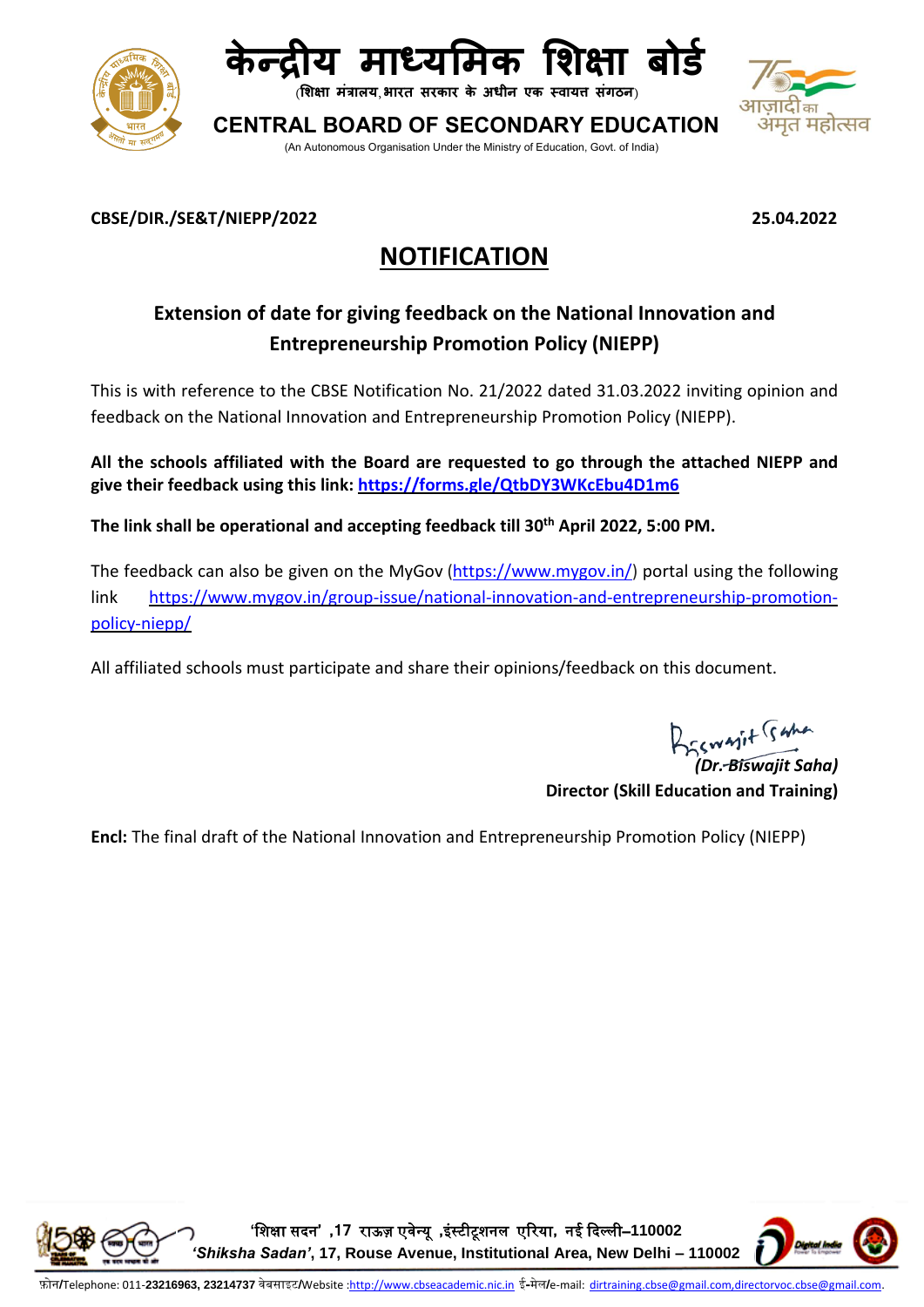# केन्द्रीय माध्यमिक शिक्षा बोर्ड

(शिक्षा मंत्रालय, भारत सरकार के अधीन एक स्वायत्त संगठन)

# CENTRAL BOARD OF SECONDARY EDUCATION

(An Autonomous Organisation Under the Ministry of Education, Govt. of India)

**CBSE/DIR./SE&T/NIEPP/2022** **25.04.2022**

## NOTIFICATION

### Extension of date for giving feedback on the National Innovation and Entrepreneurship Promotion Policy (NIEPP)

This is with reference to the CBSE Notification No. 21/2022 dated 31.03.2022 inviting opinion and feedback on the National Innovation and Entrepreneurship Promotion Policy (NIEPP).

**All the schools affiliated with the Board are requested to go through the attached NIEPP and give their feedback using this link: https://forms.gle/QtbDY3WKcEbu4D1m6**

**The link shall be operational and accepting feedback till 30th April 2022, 5:00 PM.**

The feedback can also be given on the MyGov (https://www.mygov.in/) portal using the following link https://www.mygov.in/group-issue/national-innovation-and-entrepreneurship-promotion-policy-niepp/

All affiliated schools must participate and share their opinions/feedback on this document.

*(Dr. Biswajit Saha)*
**Director (Skill Education and Training)**

**Encl:** The final draft of the National Innovation and Entrepreneurship Promotion Policy (NIEPP)

'शिक्षा सदन' ,17 राऊज़ एवेन्यू ,इंस्टीट्यूशनल एरिया, नई दिल्ली–110002
*'Shiksha Sadan'*, 17, Rouse Avenue, Institutional Area, New Delhi – 110002

फ़ोन/Telephone: 011-**23216963, 23214737** वेबसाइट/Website :http://www.cbseacademic.nic.in ई-मेल/e-mail: dirtraining.cbse@gmail.com,directorvoc.cbse@gmail.com.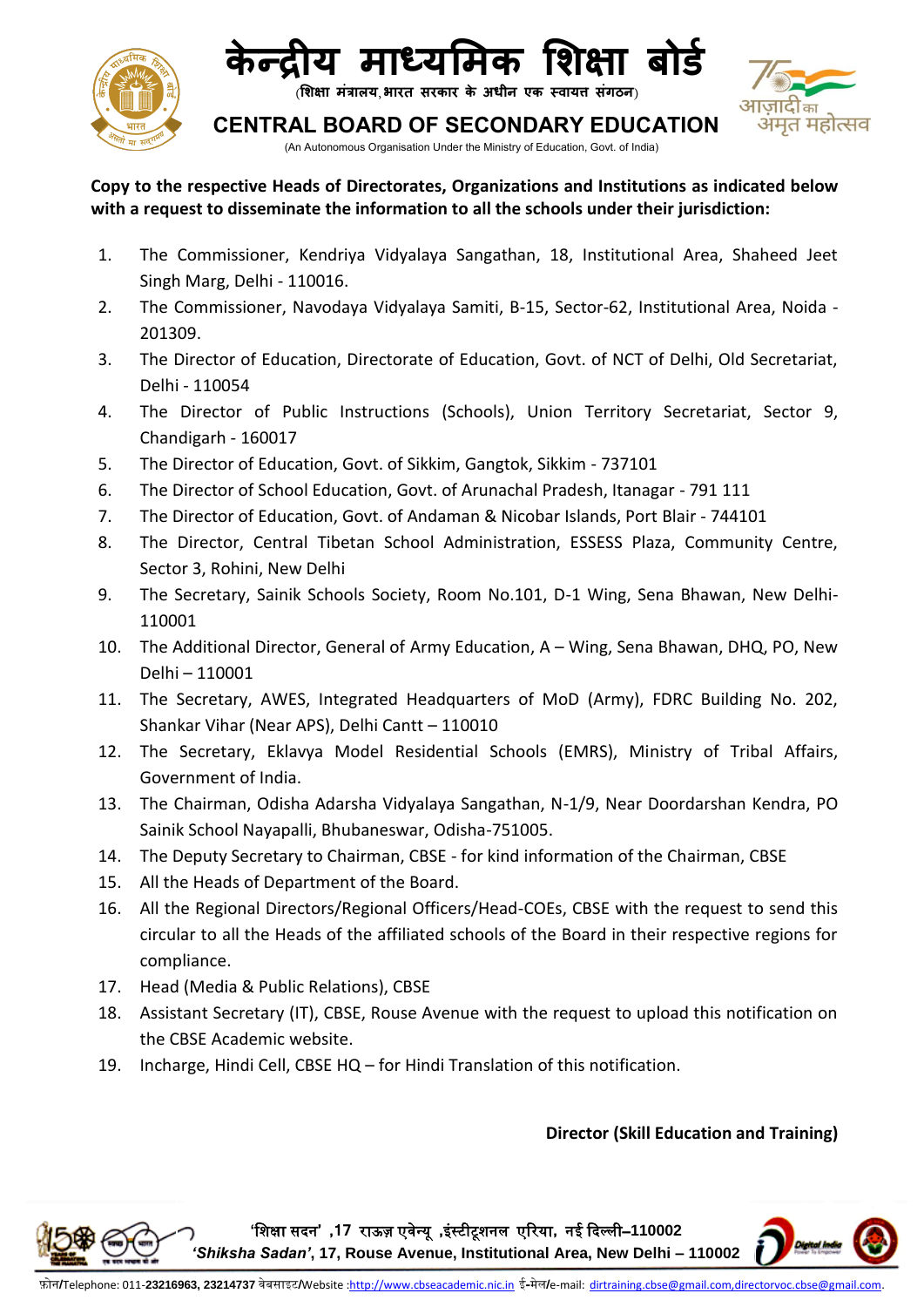# केन्द्रीय माध्यमिक शिक्षा बोर्ड

(शिक्षा मंत्रालय, भारत सरकार के अधीन एक स्वायत्त संगठन)

# CENTRAL BOARD OF SECONDARY EDUCATION

(An Autonomous Organisation Under the Ministry of Education, Govt. of India)

**Copy to the respective Heads of Directorates, Organizations and Institutions as indicated below with a request to disseminate the information to all the schools under their jurisdiction:**

1. The Commissioner, Kendriya Vidyalaya Sangathan, 18, Institutional Area, Shaheed Jeet Singh Marg, Delhi - 110016.
2. The Commissioner, Navodaya Vidyalaya Samiti, B-15, Sector-62, Institutional Area, Noida - 201309.
3. The Director of Education, Directorate of Education, Govt. of NCT of Delhi, Old Secretariat, Delhi - 110054
4. The Director of Public Instructions (Schools), Union Territory Secretariat, Sector 9, Chandigarh - 160017
5. The Director of Education, Govt. of Sikkim, Gangtok, Sikkim - 737101
6. The Director of School Education, Govt. of Arunachal Pradesh, Itanagar - 791 111
7. The Director of Education, Govt. of Andaman & Nicobar Islands, Port Blair - 744101
8. The Director, Central Tibetan School Administration, ESSESS Plaza, Community Centre, Sector 3, Rohini, New Delhi
9. The Secretary, Sainik Schools Society, Room No.101, D-1 Wing, Sena Bhawan, New Delhi-110001
10. The Additional Director, General of Army Education, A – Wing, Sena Bhawan, DHQ, PO, New Delhi – 110001
11. The Secretary, AWES, Integrated Headquarters of MoD (Army), FDRC Building No. 202, Shankar Vihar (Near APS), Delhi Cantt – 110010
12. The Secretary, Eklavya Model Residential Schools (EMRS), Ministry of Tribal Affairs, Government of India.
13. The Chairman, Odisha Adarsha Vidyalaya Sangathan, N-1/9, Near Doordarshan Kendra, PO Sainik School Nayapalli, Bhubaneswar, Odisha-751005.
14. The Deputy Secretary to Chairman, CBSE - for kind information of the Chairman, CBSE
15. All the Heads of Department of the Board.
16. All the Regional Directors/Regional Officers/Head-COEs, CBSE with the request to send this circular to all the Heads of the affiliated schools of the Board in their respective regions for compliance.
17. Head (Media & Public Relations), CBSE
18. Assistant Secretary (IT), CBSE, Rouse Avenue with the request to upload this notification on the CBSE Academic website.
19. Incharge, Hindi Cell, CBSE HQ – for Hindi Translation of this notification.

**Director (Skill Education and Training)**

'शिक्षा सदन' ,17 राऊज़ एवेन्यू ,इंस्टीटूशनल एरिया, नई दिल्ली–110002
*'Shiksha Sadan'*, 17, Rouse Avenue, Institutional Area, New Delhi – 110002

फ़ोन/Telephone: 011-**23216963, 23214737** वेबसाइट/Website :http://www.cbseacademic.nic.in ई-मेल/e-mail: dirtraining.cbse@gmail.com,directorvoc.cbse@gmail.com.